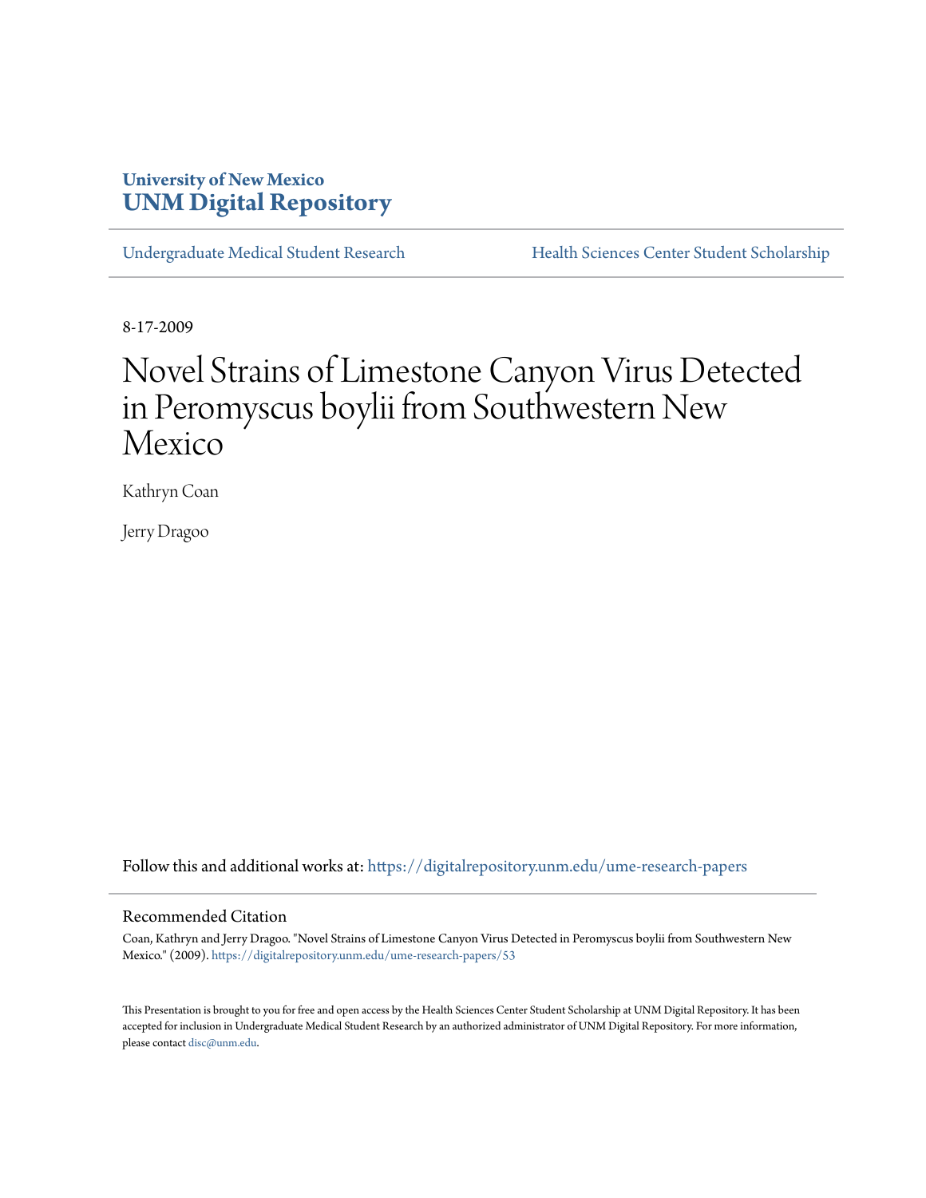University of New Mexico
**UNM Digital Repository**

Undergraduate Medical Student Research | Health Sciences Center Student Scholarship

8-17-2009

# Novel Strains of Limestone Canyon Virus Detected in Peromyscus boylii from Southwestern New Mexico

Kathryn Coan

Jerry Dragoo

Follow this and additional works at: https://digitalrepository.unm.edu/ume-research-papers

## Recommended Citation

Coan, Kathryn and Jerry Dragoo. "Novel Strains of Limestone Canyon Virus Detected in Peromyscus boylii from Southwestern New Mexico." (2009). https://digitalrepository.unm.edu/ume-research-papers/53

This Presentation is brought to you for free and open access by the Health Sciences Center Student Scholarship at UNM Digital Repository. It has been accepted for inclusion in Undergraduate Medical Student Research by an authorized administrator of UNM Digital Repository. For more information, please contact disc@unm.edu.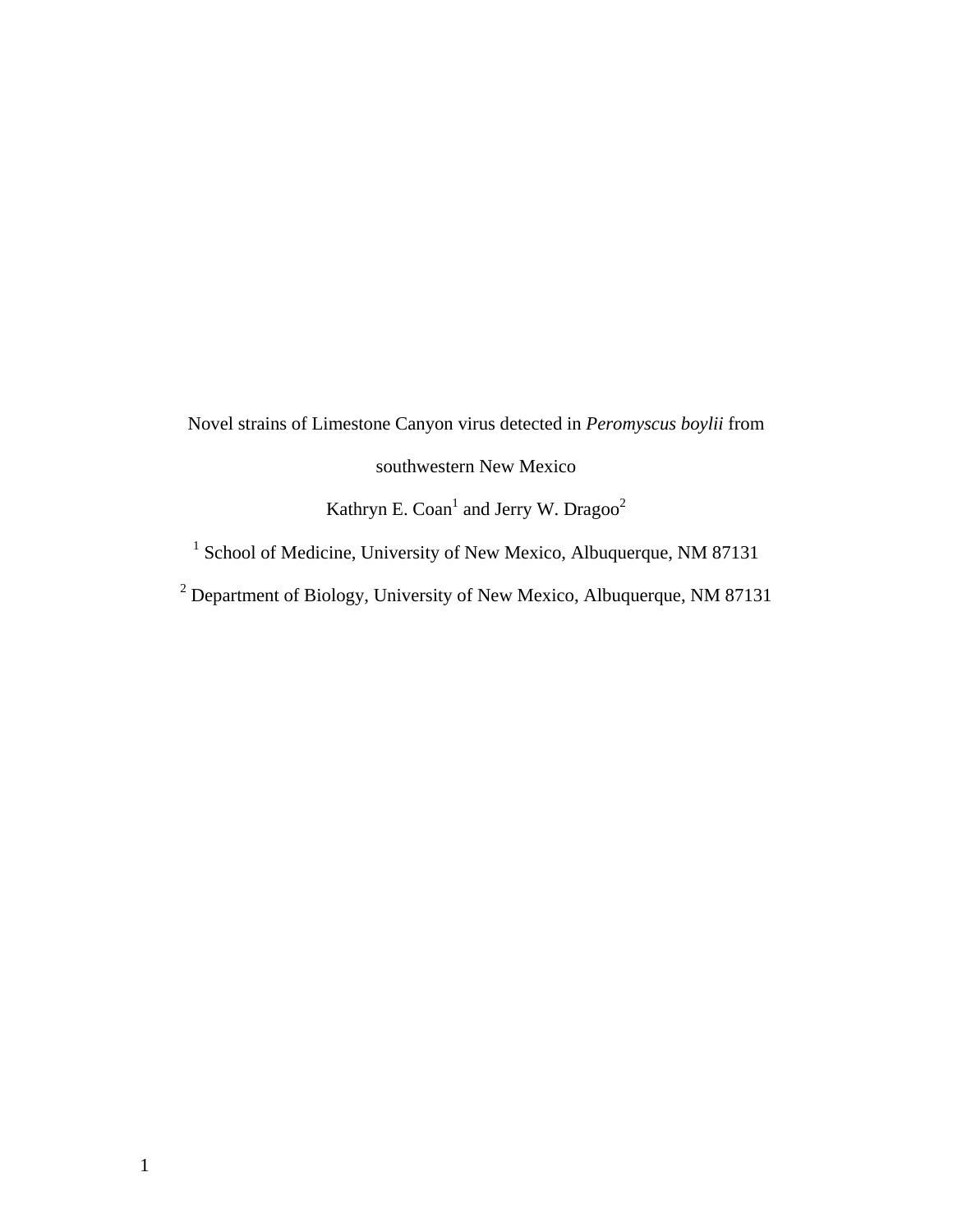Novel strains of Limestone Canyon virus detected in *Peromyscus boylii* from southwestern New Mexico

Kathryn E. Coan[1] and Jerry W. Dragoo[2]

[1] School of Medicine, University of New Mexico, Albuquerque, NM 87131

[2] Department of Biology, University of New Mexico, Albuquerque, NM 87131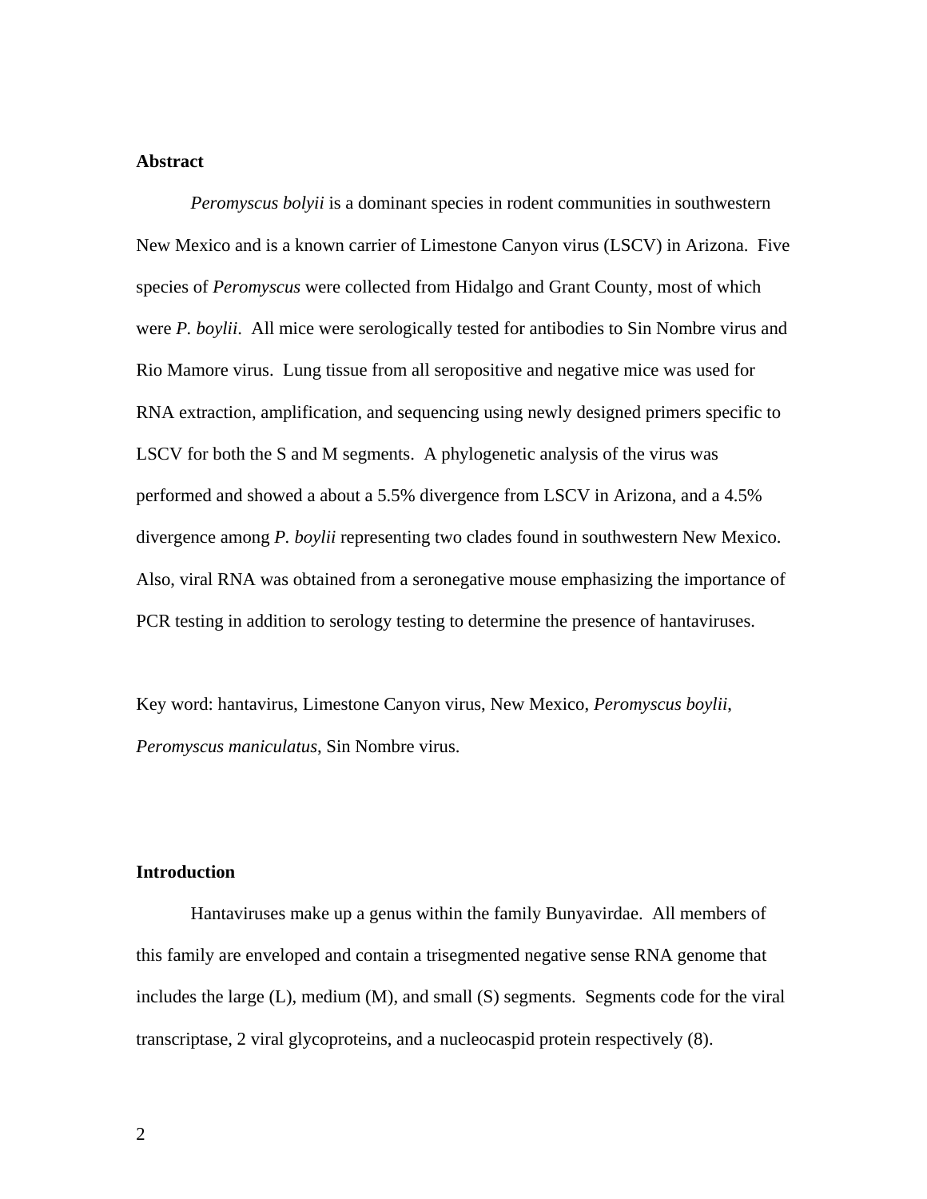**Abstract**

*Peromyscus bolyii* is a dominant species in rodent communities in southwestern New Mexico and is a known carrier of Limestone Canyon virus (LSCV) in Arizona. Five species of *Peromyscus* were collected from Hidalgo and Grant County, most of which were *P. boylii*. All mice were serologically tested for antibodies to Sin Nombre virus and Rio Mamore virus. Lung tissue from all seropositive and negative mice was used for RNA extraction, amplification, and sequencing using newly designed primers specific to LSCV for both the S and M segments. A phylogenetic analysis of the virus was performed and showed a about a 5.5% divergence from LSCV in Arizona, and a 4.5% divergence among *P. boylii* representing two clades found in southwestern New Mexico. Also, viral RNA was obtained from a seronegative mouse emphasizing the importance of PCR testing in addition to serology testing to determine the presence of hantaviruses.

Key word: hantavirus, Limestone Canyon virus, New Mexico, *Peromyscus boylii*, *Peromyscus maniculatus*, Sin Nombre virus.

**Introduction**

Hantaviruses make up a genus within the family Bunyavirdae. All members of this family are enveloped and contain a trisegmented negative sense RNA genome that includes the large (L), medium (M), and small (S) segments. Segments code for the viral transcriptase, 2 viral glycoproteins, and a nucleocaspid protein respectively (8).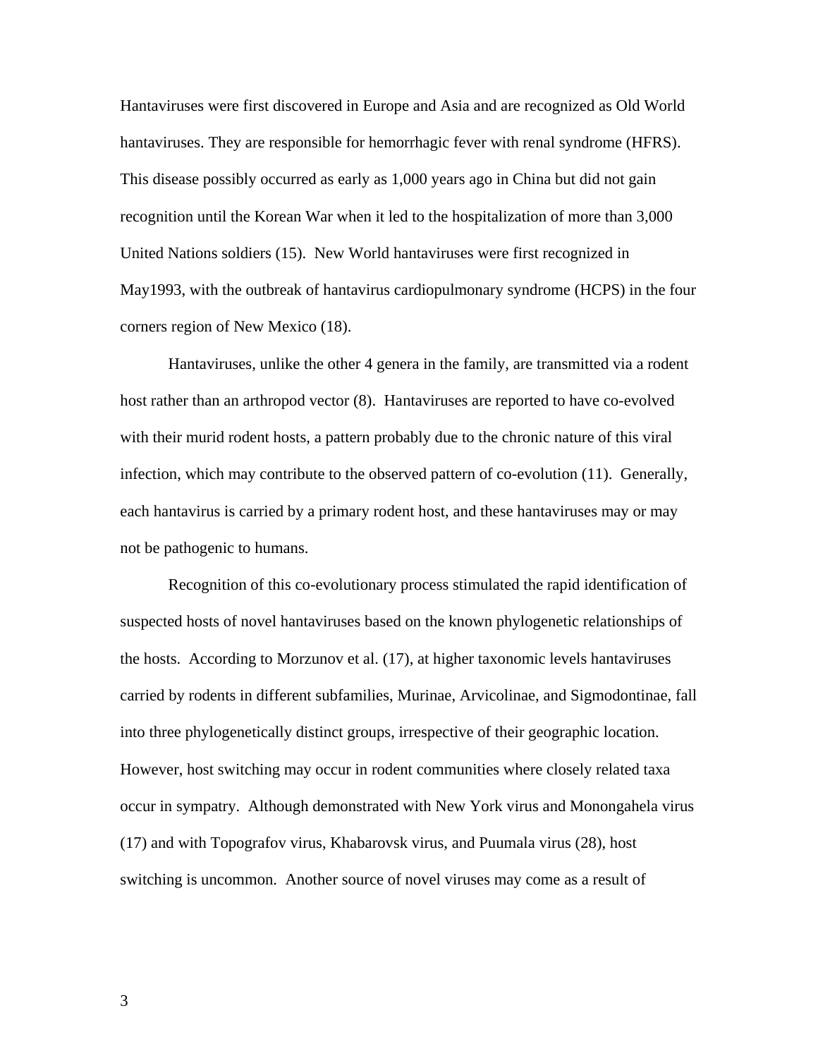Hantaviruses were first discovered in Europe and Asia and are recognized as Old World hantaviruses. They are responsible for hemorrhagic fever with renal syndrome (HFRS). This disease possibly occurred as early as 1,000 years ago in China but did not gain recognition until the Korean War when it led to the hospitalization of more than 3,000 United Nations soldiers (15). New World hantaviruses were first recognized in May1993, with the outbreak of hantavirus cardiopulmonary syndrome (HCPS) in the four corners region of New Mexico (18).

Hantaviruses, unlike the other 4 genera in the family, are transmitted via a rodent host rather than an arthropod vector (8). Hantaviruses are reported to have co-evolved with their murid rodent hosts, a pattern probably due to the chronic nature of this viral infection, which may contribute to the observed pattern of co-evolution (11). Generally, each hantavirus is carried by a primary rodent host, and these hantaviruses may or may not be pathogenic to humans.

Recognition of this co-evolutionary process stimulated the rapid identification of suspected hosts of novel hantaviruses based on the known phylogenetic relationships of the hosts. According to Morzunov et al. (17), at higher taxonomic levels hantaviruses carried by rodents in different subfamilies, Murinae, Arvicolinae, and Sigmodontinae, fall into three phylogenetically distinct groups, irrespective of their geographic location. However, host switching may occur in rodent communities where closely related taxa occur in sympatry. Although demonstrated with New York virus and Monongahela virus (17) and with Topografov virus, Khabarovsk virus, and Puumala virus (28), host switching is uncommon. Another source of novel viruses may come as a result of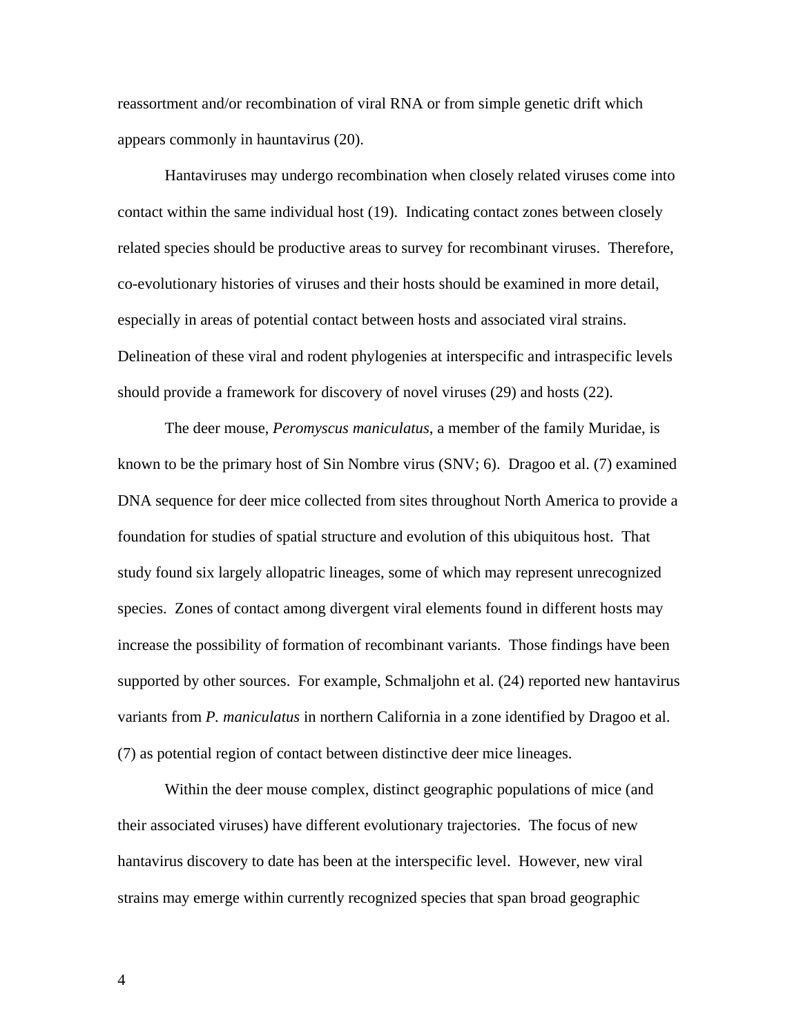reassortment and/or recombination of viral RNA or from simple genetic drift which appears commonly in hauntavirus (20).

Hantaviruses may undergo recombination when closely related viruses come into contact within the same individual host (19). Indicating contact zones between closely related species should be productive areas to survey for recombinant viruses. Therefore, co-evolutionary histories of viruses and their hosts should be examined in more detail, especially in areas of potential contact between hosts and associated viral strains. Delineation of these viral and rodent phylogenies at interspecific and intraspecific levels should provide a framework for discovery of novel viruses (29) and hosts (22).

The deer mouse, *Peromyscus maniculatus*, a member of the family Muridae, is known to be the primary host of Sin Nombre virus (SNV; 6). Dragoo et al. (7) examined DNA sequence for deer mice collected from sites throughout North America to provide a foundation for studies of spatial structure and evolution of this ubiquitous host. That study found six largely allopatric lineages, some of which may represent unrecognized species. Zones of contact among divergent viral elements found in different hosts may increase the possibility of formation of recombinant variants. Those findings have been supported by other sources. For example, Schmaljohn et al. (24) reported new hantavirus variants from *P. maniculatus* in northern California in a zone identified by Dragoo et al. (7) as potential region of contact between distinctive deer mice lineages.

Within the deer mouse complex, distinct geographic populations of mice (and their associated viruses) have different evolutionary trajectories. The focus of new hantavirus discovery to date has been at the interspecific level. However, new viral strains may emerge within currently recognized species that span broad geographic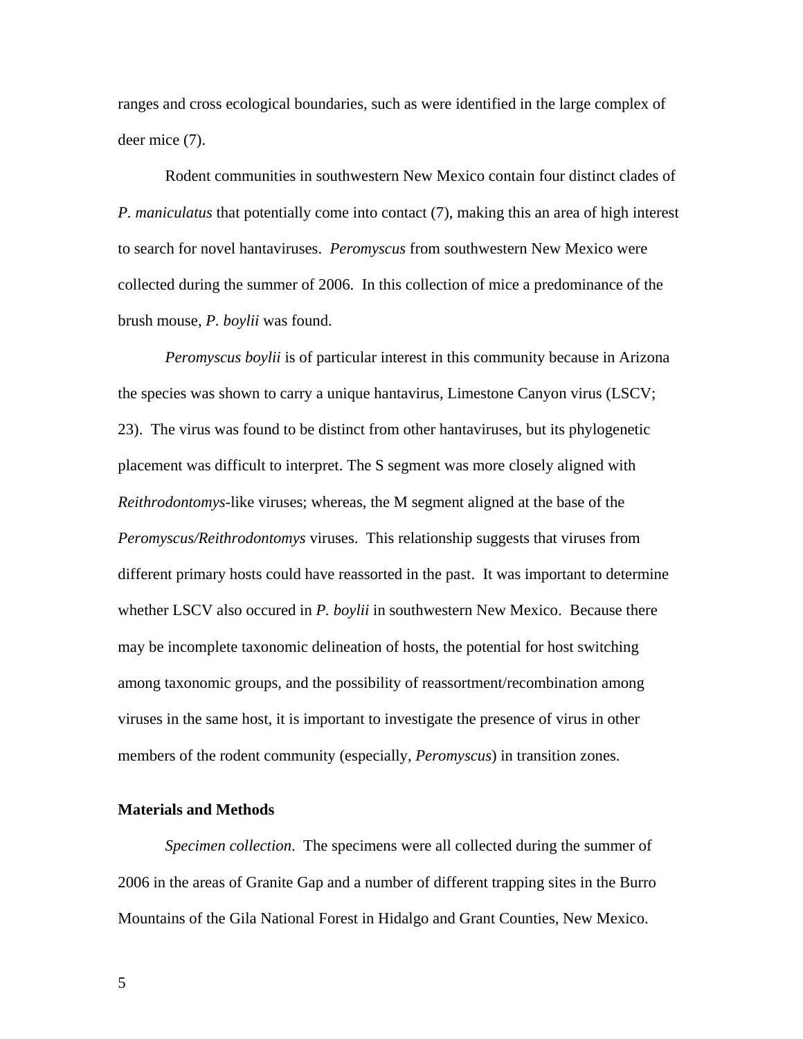ranges and cross ecological boundaries, such as were identified in the large complex of deer mice (7).

Rodent communities in southwestern New Mexico contain four distinct clades of *P. maniculatus* that potentially come into contact (7), making this an area of high interest to search for novel hantaviruses. *Peromyscus* from southwestern New Mexico were collected during the summer of 2006. In this collection of mice a predominance of the brush mouse, *P. boylii* was found.

*Peromyscus boylii* is of particular interest in this community because in Arizona the species was shown to carry a unique hantavirus, Limestone Canyon virus (LSCV; 23). The virus was found to be distinct from other hantaviruses, but its phylogenetic placement was difficult to interpret. The S segment was more closely aligned with *Reithrodontomys*-like viruses; whereas, the M segment aligned at the base of the *Peromyscus/Reithrodontomys* viruses. This relationship suggests that viruses from different primary hosts could have reassorted in the past. It was important to determine whether LSCV also occured in *P. boylii* in southwestern New Mexico. Because there may be incomplete taxonomic delineation of hosts, the potential for host switching among taxonomic groups, and the possibility of reassortment/recombination among viruses in the same host, it is important to investigate the presence of virus in other members of the rodent community (especially, *Peromyscus*) in transition zones.

## Materials and Methods

*Specimen collection*. The specimens were all collected during the summer of 2006 in the areas of Granite Gap and a number of different trapping sites in the Burro Mountains of the Gila National Forest in Hidalgo and Grant Counties, New Mexico.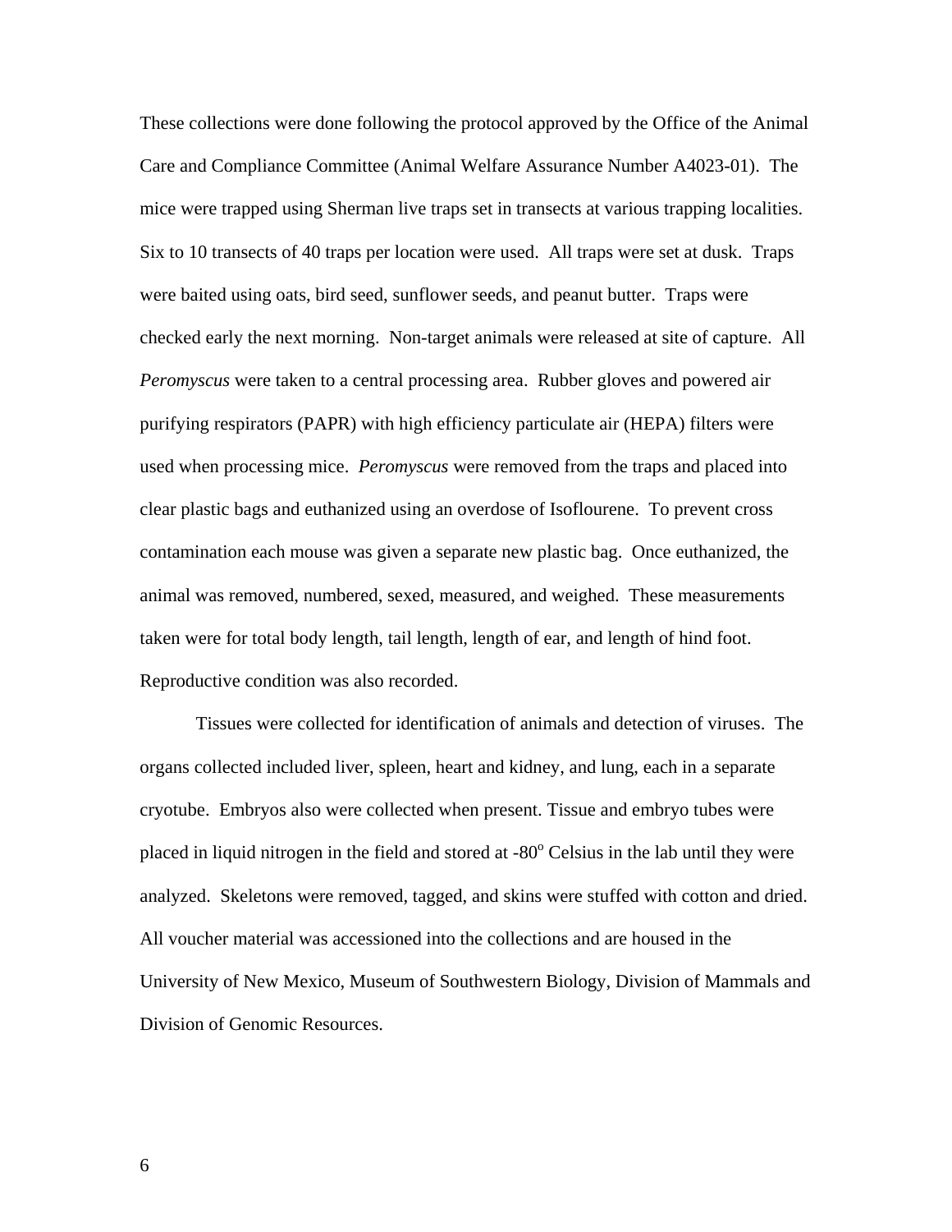These collections were done following the protocol approved by the Office of the Animal Care and Compliance Committee (Animal Welfare Assurance Number A4023-01). The mice were trapped using Sherman live traps set in transects at various trapping localities. Six to 10 transects of 40 traps per location were used. All traps were set at dusk. Traps were baited using oats, bird seed, sunflower seeds, and peanut butter. Traps were checked early the next morning. Non-target animals were released at site of capture. All *Peromyscus* were taken to a central processing area. Rubber gloves and powered air purifying respirators (PAPR) with high efficiency particulate air (HEPA) filters were used when processing mice. *Peromyscus* were removed from the traps and placed into clear plastic bags and euthanized using an overdose of Isoflourene. To prevent cross contamination each mouse was given a separate new plastic bag. Once euthanized, the animal was removed, numbered, sexed, measured, and weighed. These measurements taken were for total body length, tail length, length of ear, and length of hind foot. Reproductive condition was also recorded.

Tissues were collected for identification of animals and detection of viruses. The organs collected included liver, spleen, heart and kidney, and lung, each in a separate cryotube. Embryos also were collected when present. Tissue and embryo tubes were placed in liquid nitrogen in the field and stored at -80$^{o}$ Celsius in the lab until they were analyzed. Skeletons were removed, tagged, and skins were stuffed with cotton and dried. All voucher material was accessioned into the collections and are housed in the University of New Mexico, Museum of Southwestern Biology, Division of Mammals and Division of Genomic Resources.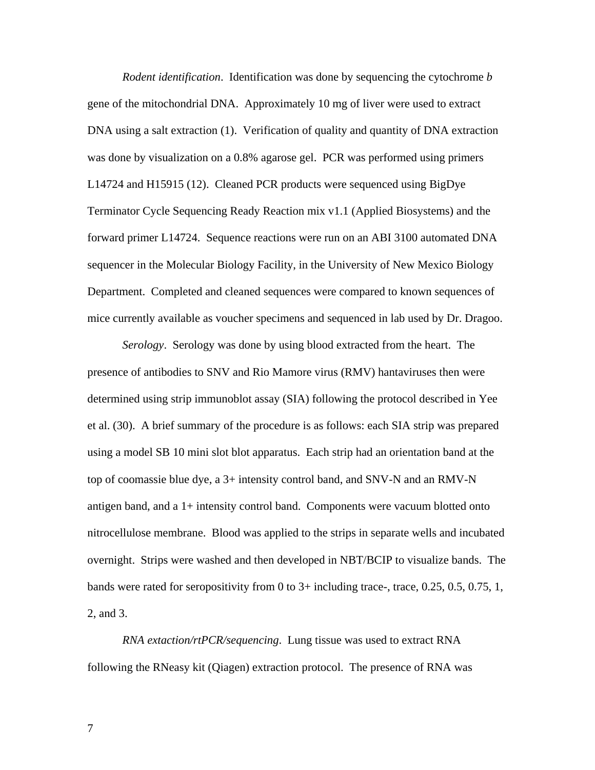*Rodent identification*. Identification was done by sequencing the cytochrome *b* gene of the mitochondrial DNA. Approximately 10 mg of liver were used to extract DNA using a salt extraction (1). Verification of quality and quantity of DNA extraction was done by visualization on a 0.8% agarose gel. PCR was performed using primers L14724 and H15915 (12). Cleaned PCR products were sequenced using BigDye Terminator Cycle Sequencing Ready Reaction mix v1.1 (Applied Biosystems) and the forward primer L14724. Sequence reactions were run on an ABI 3100 automated DNA sequencer in the Molecular Biology Facility, in the University of New Mexico Biology Department. Completed and cleaned sequences were compared to known sequences of mice currently available as voucher specimens and sequenced in lab used by Dr. Dragoo.

*Serology*. Serology was done by using blood extracted from the heart. The presence of antibodies to SNV and Rio Mamore virus (RMV) hantaviruses then were determined using strip immunoblot assay (SIA) following the protocol described in Yee et al. (30). A brief summary of the procedure is as follows: each SIA strip was prepared using a model SB 10 mini slot blot apparatus. Each strip had an orientation band at the top of coomassie blue dye, a 3+ intensity control band, and SNV-N and an RMV-N antigen band, and a 1+ intensity control band. Components were vacuum blotted onto nitrocellulose membrane. Blood was applied to the strips in separate wells and incubated overnight. Strips were washed and then developed in NBT/BCIP to visualize bands. The bands were rated for seropositivity from 0 to 3+ including trace-, trace, 0.25, 0.5, 0.75, 1, 2, and 3.

*RNA extaction/rtPCR/sequencing*. Lung tissue was used to extract RNA following the RNeasy kit (Qiagen) extraction protocol. The presence of RNA was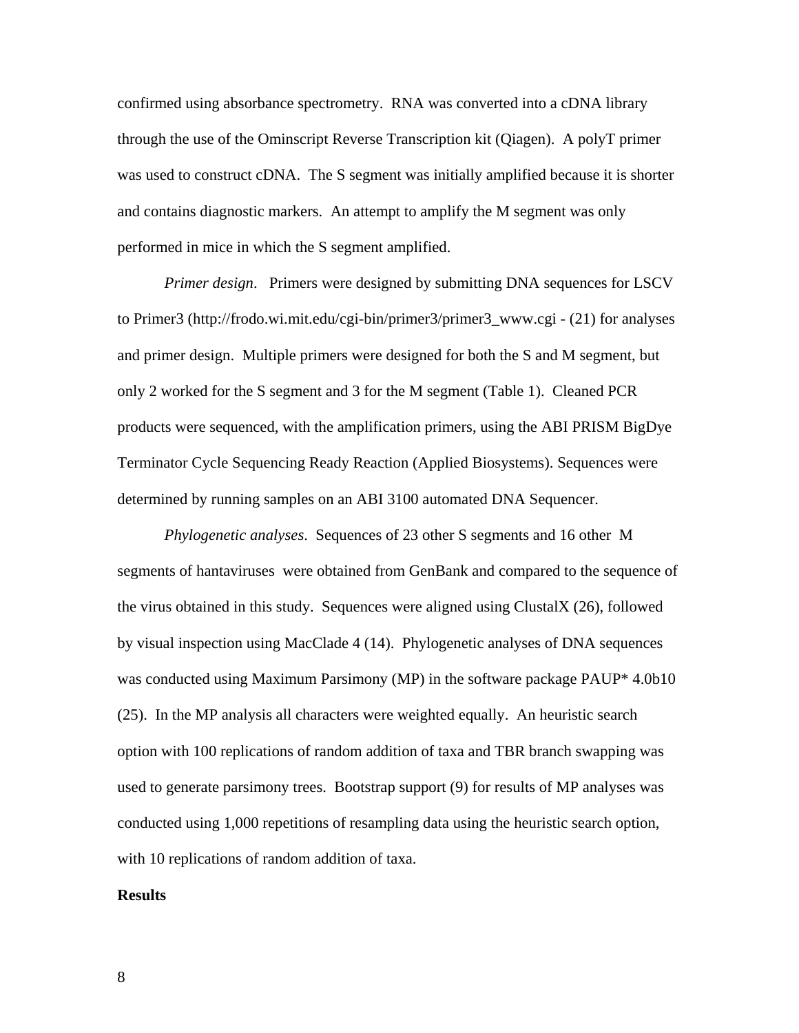confirmed using absorbance spectrometry. RNA was converted into a cDNA library through the use of the Ominscript Reverse Transcription kit (Qiagen). A polyT primer was used to construct cDNA. The S segment was initially amplified because it is shorter and contains diagnostic markers. An attempt to amplify the M segment was only performed in mice in which the S segment amplified.

*Primer design*. Primers were designed by submitting DNA sequences for LSCV to Primer3 (http://frodo.wi.mit.edu/cgi-bin/primer3/primer3_www.cgi - (21) for analyses and primer design. Multiple primers were designed for both the S and M segment, but only 2 worked for the S segment and 3 for the M segment (Table 1). Cleaned PCR products were sequenced, with the amplification primers, using the ABI PRISM BigDye Terminator Cycle Sequencing Ready Reaction (Applied Biosystems). Sequences were determined by running samples on an ABI 3100 automated DNA Sequencer.

*Phylogenetic analyses*. Sequences of 23 other S segments and 16 other M segments of hantaviruses were obtained from GenBank and compared to the sequence of the virus obtained in this study. Sequences were aligned using ClustalX (26), followed by visual inspection using MacClade 4 (14). Phylogenetic analyses of DNA sequences was conducted using Maximum Parsimony (MP) in the software package PAUP* 4.0b10 (25). In the MP analysis all characters were weighted equally. An heuristic search option with 100 replications of random addition of taxa and TBR branch swapping was used to generate parsimony trees. Bootstrap support (9) for results of MP analyses was conducted using 1,000 repetitions of resampling data using the heuristic search option, with 10 replications of random addition of taxa.

**Results**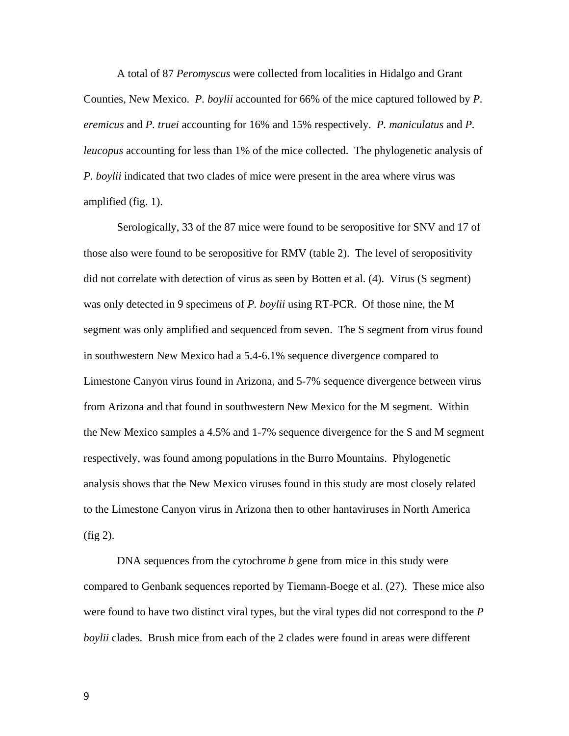A total of 87 *Peromyscus* were collected from localities in Hidalgo and Grant Counties, New Mexico. *P. boylii* accounted for 66% of the mice captured followed by *P. eremicus* and *P. truei* accounting for 16% and 15% respectively. *P. maniculatus* and *P. leucopus* accounting for less than 1% of the mice collected. The phylogenetic analysis of *P. boylii* indicated that two clades of mice were present in the area where virus was amplified (fig. 1).

Serologically, 33 of the 87 mice were found to be seropositive for SNV and 17 of those also were found to be seropositive for RMV (table 2). The level of seropositivity did not correlate with detection of virus as seen by Botten et al. (4). Virus (S segment) was only detected in 9 specimens of *P. boylii* using RT-PCR. Of those nine, the M segment was only amplified and sequenced from seven. The S segment from virus found in southwestern New Mexico had a 5.4-6.1% sequence divergence compared to Limestone Canyon virus found in Arizona, and 5-7% sequence divergence between virus from Arizona and that found in southwestern New Mexico for the M segment. Within the New Mexico samples a 4.5% and 1-7% sequence divergence for the S and M segment respectively, was found among populations in the Burro Mountains. Phylogenetic analysis shows that the New Mexico viruses found in this study are most closely related to the Limestone Canyon virus in Arizona then to other hantaviruses in North America (fig 2).

DNA sequences from the cytochrome *b* gene from mice in this study were compared to Genbank sequences reported by Tiemann-Boege et al. (27). These mice also were found to have two distinct viral types, but the viral types did not correspond to the *P boylii* clades. Brush mice from each of the 2 clades were found in areas were different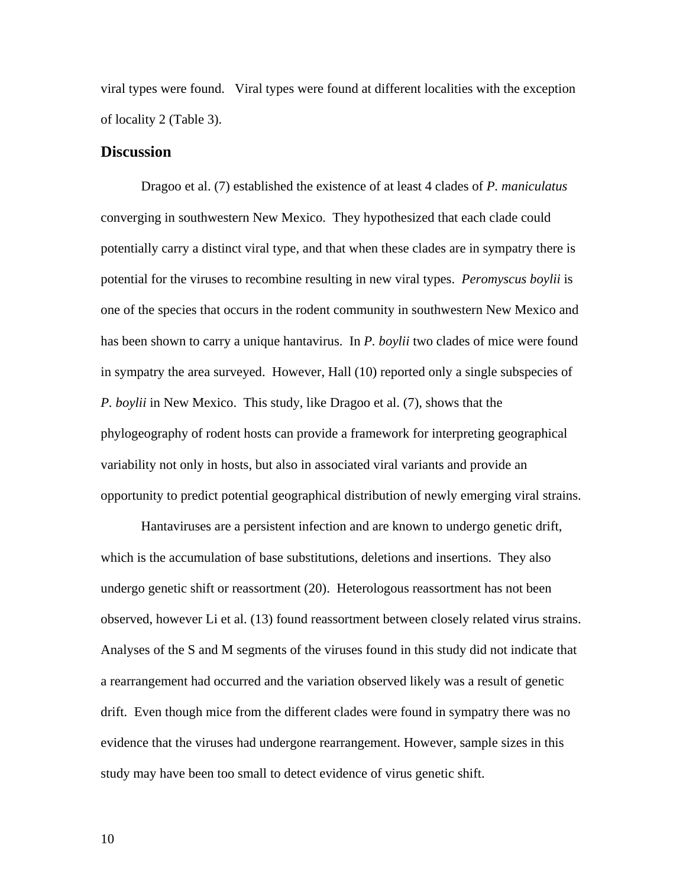viral types were found. Viral types were found at different localities with the exception of locality 2 (Table 3).

## Discussion

Dragoo et al. (7) established the existence of at least 4 clades of *P. maniculatus* converging in southwestern New Mexico. They hypothesized that each clade could potentially carry a distinct viral type, and that when these clades are in sympatry there is potential for the viruses to recombine resulting in new viral types. *Peromyscus boylii* is one of the species that occurs in the rodent community in southwestern New Mexico and has been shown to carry a unique hantavirus. In *P. boylii* two clades of mice were found in sympatry the area surveyed. However, Hall (10) reported only a single subspecies of *P. boylii* in New Mexico. This study, like Dragoo et al. (7), shows that the phylogeography of rodent hosts can provide a framework for interpreting geographical variability not only in hosts, but also in associated viral variants and provide an opportunity to predict potential geographical distribution of newly emerging viral strains.

Hantaviruses are a persistent infection and are known to undergo genetic drift, which is the accumulation of base substitutions, deletions and insertions. They also undergo genetic shift or reassortment (20). Heterologous reassortment has not been observed, however Li et al. (13) found reassortment between closely related virus strains. Analyses of the S and M segments of the viruses found in this study did not indicate that a rearrangement had occurred and the variation observed likely was a result of genetic drift. Even though mice from the different clades were found in sympatry there was no evidence that the viruses had undergone rearrangement. However, sample sizes in this study may have been too small to detect evidence of virus genetic shift.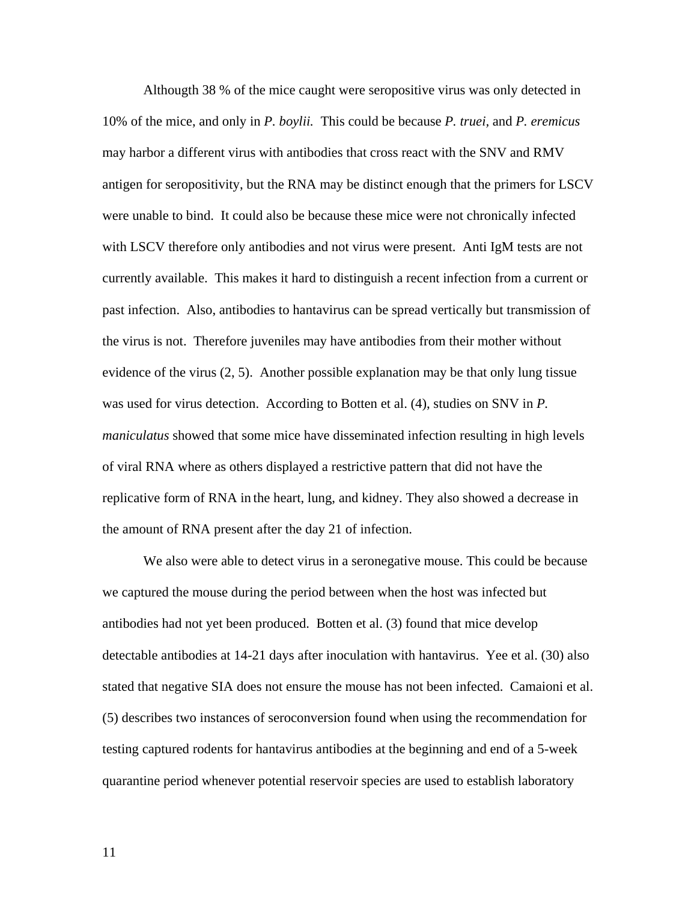Althougth 38 % of the mice caught were seropositive virus was only detected in 10% of the mice, and only in *P. boylii.* This could be because *P. truei,* and *P. eremicus* may harbor a different virus with antibodies that cross react with the SNV and RMV antigen for seropositivity, but the RNA may be distinct enough that the primers for LSCV were unable to bind. It could also be because these mice were not chronically infected with LSCV therefore only antibodies and not virus were present. Anti IgM tests are not currently available. This makes it hard to distinguish a recent infection from a current or past infection. Also, antibodies to hantavirus can be spread vertically but transmission of the virus is not. Therefore juveniles may have antibodies from their mother without evidence of the virus (2, 5). Another possible explanation may be that only lung tissue was used for virus detection. According to Botten et al. (4), studies on SNV in *P. maniculatus* showed that some mice have disseminated infection resulting in high levels of viral RNA where as others displayed a restrictive pattern that did not have the replicative form of RNA in the heart, lung, and kidney. They also showed a decrease in the amount of RNA present after the day 21 of infection.

We also were able to detect virus in a seronegative mouse. This could be because we captured the mouse during the period between when the host was infected but antibodies had not yet been produced. Botten et al. (3) found that mice develop detectable antibodies at 14-21 days after inoculation with hantavirus. Yee et al. (30) also stated that negative SIA does not ensure the mouse has not been infected. Camaioni et al. (5) describes two instances of seroconversion found when using the recommendation for testing captured rodents for hantavirus antibodies at the beginning and end of a 5-week quarantine period whenever potential reservoir species are used to establish laboratory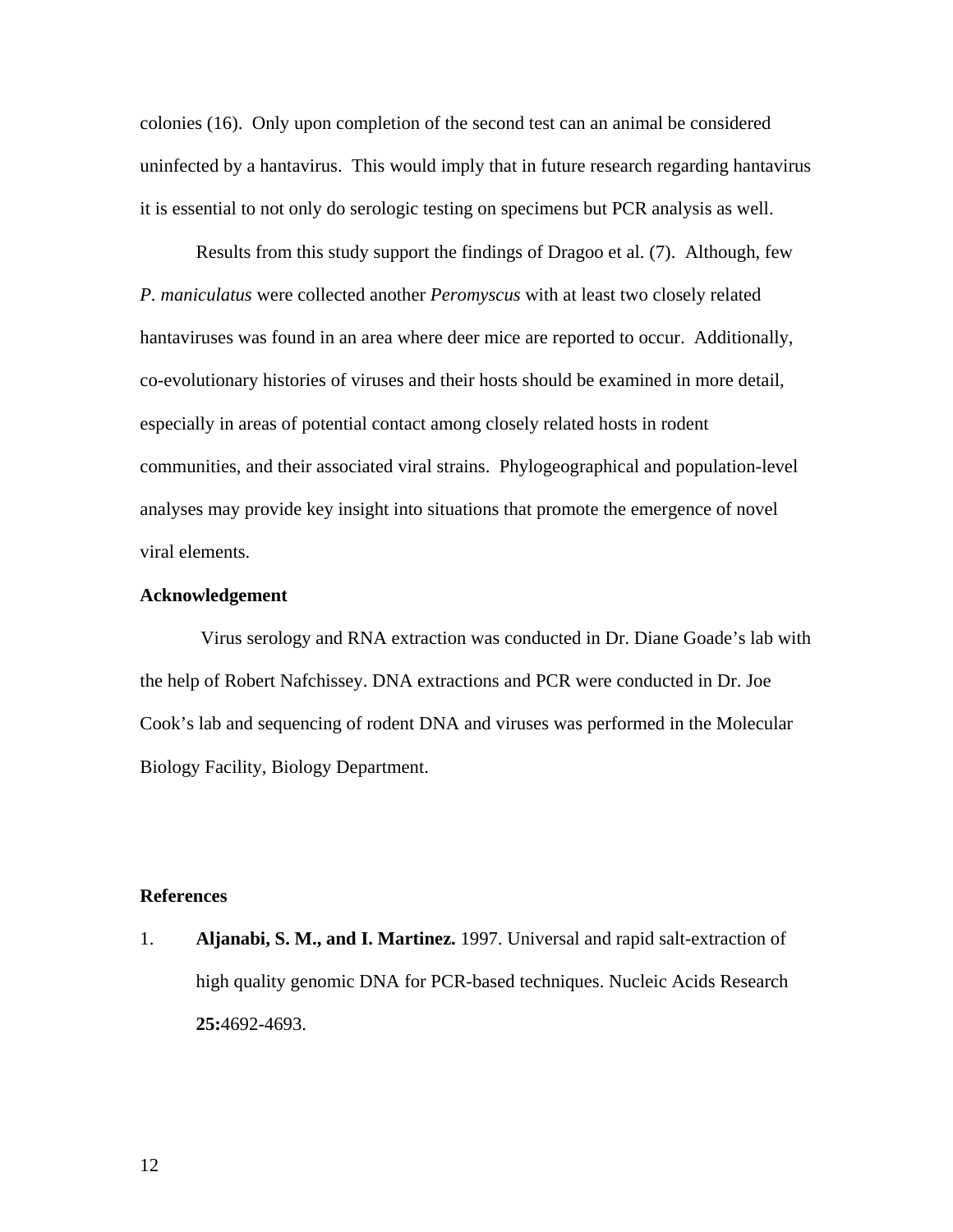colonies (16). Only upon completion of the second test can an animal be considered uninfected by a hantavirus. This would imply that in future research regarding hantavirus it is essential to not only do serologic testing on specimens but PCR analysis as well.

Results from this study support the findings of Dragoo et al. (7). Although, few *P. maniculatus* were collected another *Peromyscus* with at least two closely related hantaviruses was found in an area where deer mice are reported to occur. Additionally, co-evolutionary histories of viruses and their hosts should be examined in more detail, especially in areas of potential contact among closely related hosts in rodent communities, and their associated viral strains. Phylogeographical and population-level analyses may provide key insight into situations that promote the emergence of novel viral elements.

**Acknowledgement**

Virus serology and RNA extraction was conducted in Dr. Diane Goade's lab with the help of Robert Nafchissey. DNA extractions and PCR were conducted in Dr. Joe Cook's lab and sequencing of rodent DNA and viruses was performed in the Molecular Biology Facility, Biology Department.

**References**

1. **Aljanabi, S. M., and I. Martinez.** 1997. Universal and rapid salt-extraction of high quality genomic DNA for PCR-based techniques. Nucleic Acids Research **25:**4692-4693.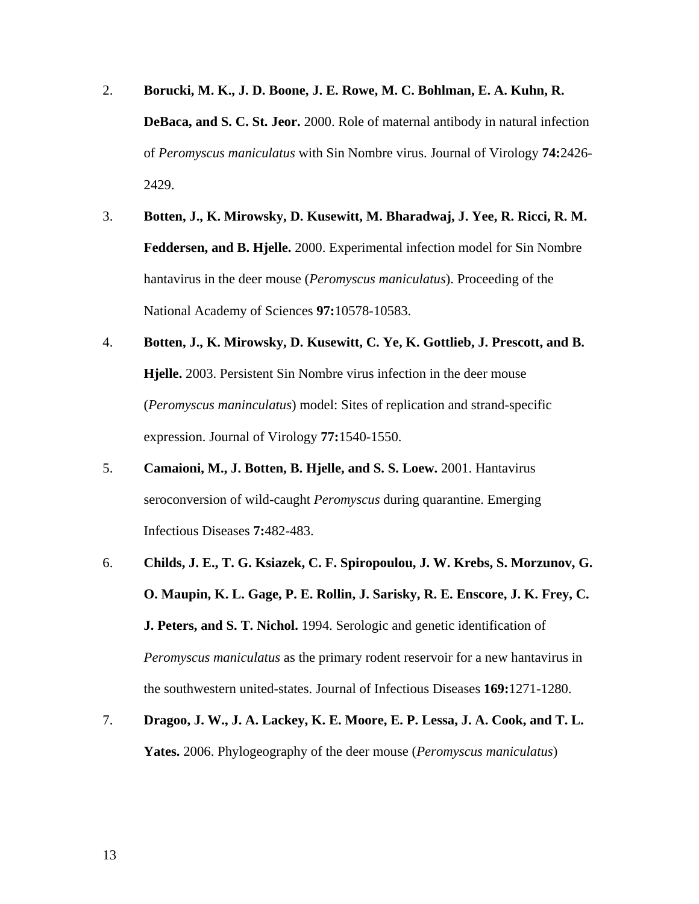2. **Borucki, M. K., J. D. Boone, J. E. Rowe, M. C. Bohlman, E. A. Kuhn, R. DeBaca, and S. C. St. Jeor.** 2000. Role of maternal antibody in natural infection of *Peromyscus maniculatus* with Sin Nombre virus. Journal of Virology **74:**2426-2429.

3. **Botten, J., K. Mirowsky, D. Kusewitt, M. Bharadwaj, J. Yee, R. Ricci, R. M. Feddersen, and B. Hjelle.** 2000. Experimental infection model for Sin Nombre hantavirus in the deer mouse (*Peromyscus maniculatus*). Proceeding of the National Academy of Sciences **97:**10578-10583.

4. **Botten, J., K. Mirowsky, D. Kusewitt, C. Ye, K. Gottlieb, J. Prescott, and B. Hjelle.** 2003. Persistent Sin Nombre virus infection in the deer mouse (*Peromyscus maninculatus*) model: Sites of replication and strand-specific expression. Journal of Virology **77:**1540-1550.

5. **Camaioni, M., J. Botten, B. Hjelle, and S. S. Loew.** 2001. Hantavirus seroconversion of wild-caught *Peromyscus* during quarantine. Emerging Infectious Diseases **7:**482-483.

6. **Childs, J. E., T. G. Ksiazek, C. F. Spiropoulou, J. W. Krebs, S. Morzunov, G. O. Maupin, K. L. Gage, P. E. Rollin, J. Sarisky, R. E. Enscore, J. K. Frey, C. J. Peters, and S. T. Nichol.** 1994. Serologic and genetic identification of *Peromyscus maniculatus* as the primary rodent reservoir for a new hantavirus in the southwestern united-states. Journal of Infectious Diseases **169:**1271-1280.

7. **Dragoo, J. W., J. A. Lackey, K. E. Moore, E. P. Lessa, J. A. Cook, and T. L. Yates.** 2006. Phylogeography of the deer mouse (*Peromyscus maniculatus*)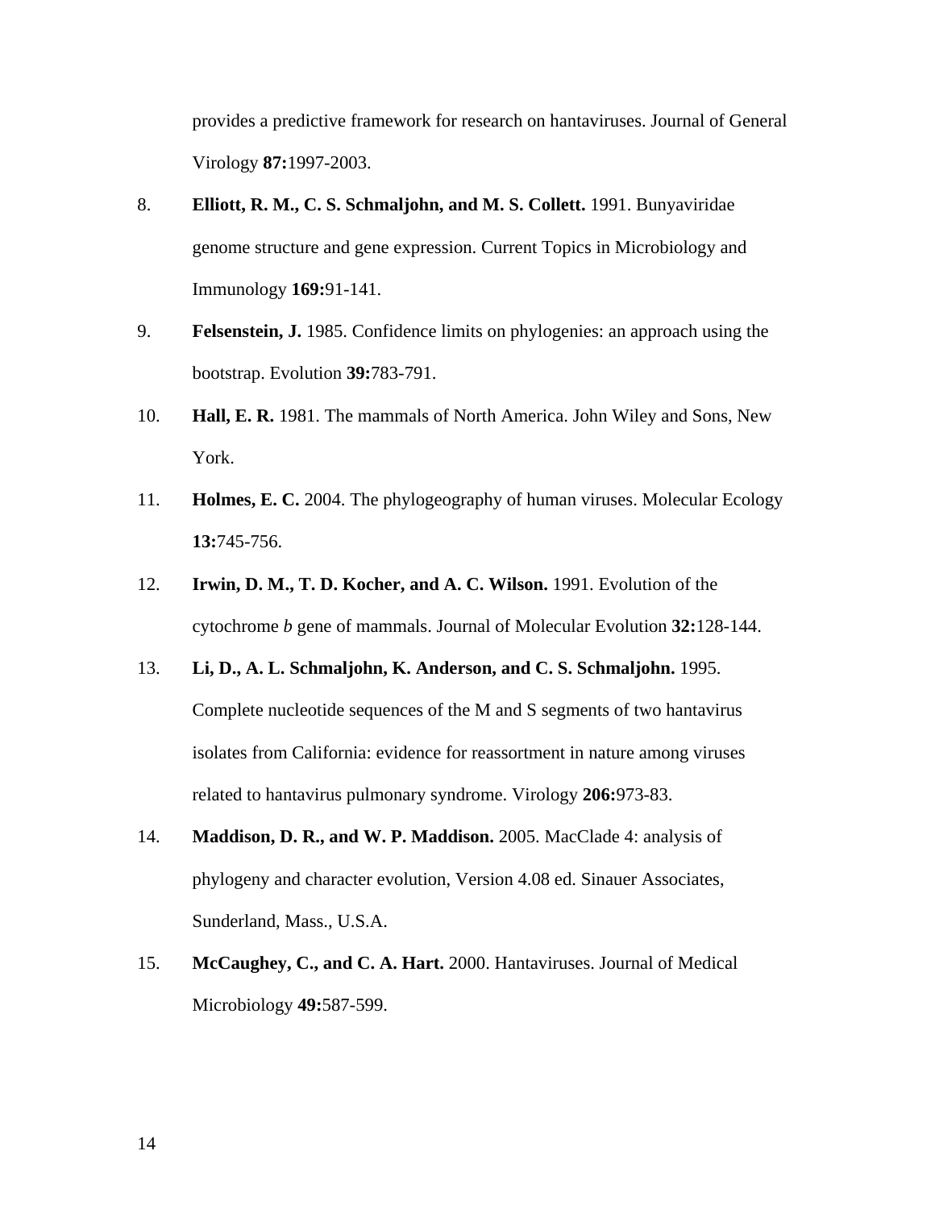provides a predictive framework for research on hantaviruses. Journal of General Virology **87:**1997-2003.

8. **Elliott, R. M., C. S. Schmaljohn, and M. S. Collett.** 1991. Bunyaviridae genome structure and gene expression. Current Topics in Microbiology and Immunology **169:**91-141.

9. **Felsenstein, J.** 1985. Confidence limits on phylogenies: an approach using the bootstrap. Evolution **39:**783-791.

10. **Hall, E. R.** 1981. The mammals of North America. John Wiley and Sons, New York.

11. **Holmes, E. C.** 2004. The phylogeography of human viruses. Molecular Ecology **13:**745-756.

12. **Irwin, D. M., T. D. Kocher, and A. C. Wilson.** 1991. Evolution of the cytochrome *b* gene of mammals. Journal of Molecular Evolution **32:**128-144.

13. **Li, D., A. L. Schmaljohn, K. Anderson, and C. S. Schmaljohn.** 1995. Complete nucleotide sequences of the M and S segments of two hantavirus isolates from California: evidence for reassortment in nature among viruses related to hantavirus pulmonary syndrome. Virology **206:**973-83.

14. **Maddison, D. R., and W. P. Maddison.** 2005. MacClade 4: analysis of phylogeny and character evolution, Version 4.08 ed. Sinauer Associates, Sunderland, Mass., U.S.A.

15. **McCaughey, C., and C. A. Hart.** 2000. Hantaviruses. Journal of Medical Microbiology **49:**587-599.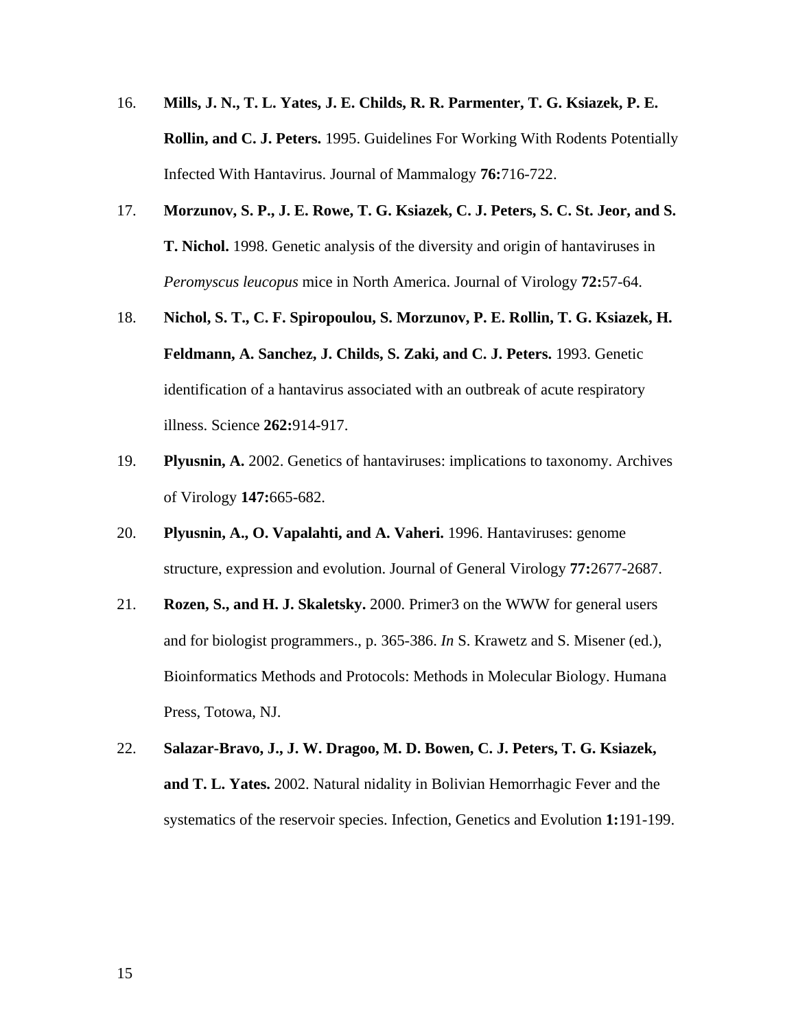16. **Mills, J. N., T. L. Yates, J. E. Childs, R. R. Parmenter, T. G. Ksiazek, P. E. Rollin, and C. J. Peters.** 1995. Guidelines For Working With Rodents Potentially Infected With Hantavirus. Journal of Mammalogy **76:**716-722.

17. **Morzunov, S. P., J. E. Rowe, T. G. Ksiazek, C. J. Peters, S. C. St. Jeor, and S. T. Nichol.** 1998. Genetic analysis of the diversity and origin of hantaviruses in *Peromyscus leucopus* mice in North America. Journal of Virology **72:**57-64.

18. **Nichol, S. T., C. F. Spiropoulou, S. Morzunov, P. E. Rollin, T. G. Ksiazek, H. Feldmann, A. Sanchez, J. Childs, S. Zaki, and C. J. Peters.** 1993. Genetic identification of a hantavirus associated with an outbreak of acute respiratory illness. Science **262:**914-917.

19. **Plyusnin, A.** 2002. Genetics of hantaviruses: implications to taxonomy. Archives of Virology **147:**665-682.

20. **Plyusnin, A., O. Vapalahti, and A. Vaheri.** 1996. Hantaviruses: genome structure, expression and evolution. Journal of General Virology **77:**2677-2687.

21. **Rozen, S., and H. J. Skaletsky.** 2000. Primer3 on the WWW for general users and for biologist programmers., p. 365-386. *In* S. Krawetz and S. Misener (ed.), Bioinformatics Methods and Protocols: Methods in Molecular Biology. Humana Press, Totowa, NJ.

22. **Salazar-Bravo, J., J. W. Dragoo, M. D. Bowen, C. J. Peters, T. G. Ksiazek, and T. L. Yates.** 2002. Natural nidality in Bolivian Hemorrhagic Fever and the systematics of the reservoir species. Infection, Genetics and Evolution **1:**191-199.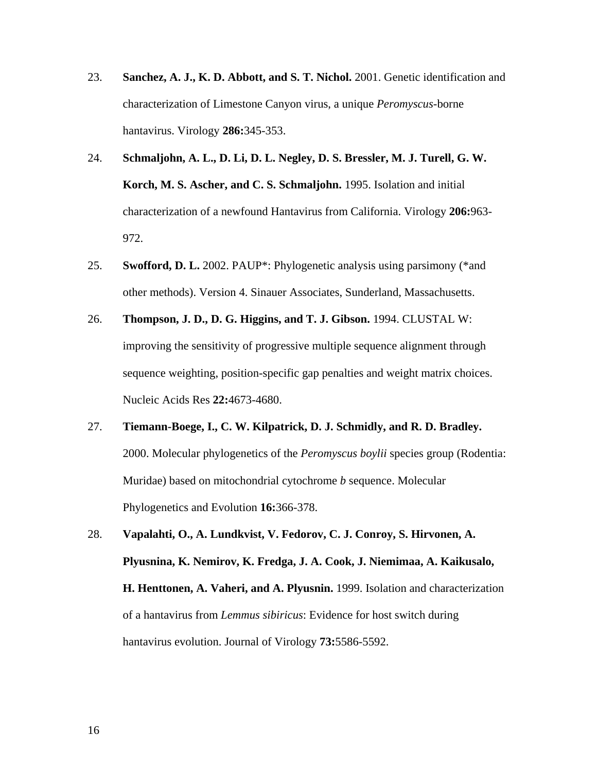23. **Sanchez, A. J., K. D. Abbott, and S. T. Nichol.** 2001. Genetic identification and characterization of Limestone Canyon virus, a unique *Peromyscus*-borne hantavirus. Virology **286:**345-353.

24. **Schmaljohn, A. L., D. Li, D. L. Negley, D. S. Bressler, M. J. Turell, G. W. Korch, M. S. Ascher, and C. S. Schmaljohn.** 1995. Isolation and initial characterization of a newfound Hantavirus from California. Virology **206:**963-972.

25. **Swofford, D. L.** 2002. PAUP*: Phylogenetic analysis using parsimony (*and other methods). Version 4. Sinauer Associates, Sunderland, Massachusetts.

26. **Thompson, J. D., D. G. Higgins, and T. J. Gibson.** 1994. CLUSTAL W: improving the sensitivity of progressive multiple sequence alignment through sequence weighting, position-specific gap penalties and weight matrix choices. Nucleic Acids Res **22:**4673-4680.

27. **Tiemann-Boege, I., C. W. Kilpatrick, D. J. Schmidly, and R. D. Bradley.** 2000. Molecular phylogenetics of the *Peromyscus boylii* species group (Rodentia: Muridae) based on mitochondrial cytochrome *b* sequence. Molecular Phylogenetics and Evolution **16:**366-378.

28. **Vapalahti, O., A. Lundkvist, V. Fedorov, C. J. Conroy, S. Hirvonen, A. Plyusnina, K. Nemirov, K. Fredga, J. A. Cook, J. Niemimaa, A. Kaikusalo, H. Henttonen, A. Vaheri, and A. Plyusnin.** 1999. Isolation and characterization of a hantavirus from *Lemmus sibiricus*: Evidence for host switch during hantavirus evolution. Journal of Virology **73:**5586-5592.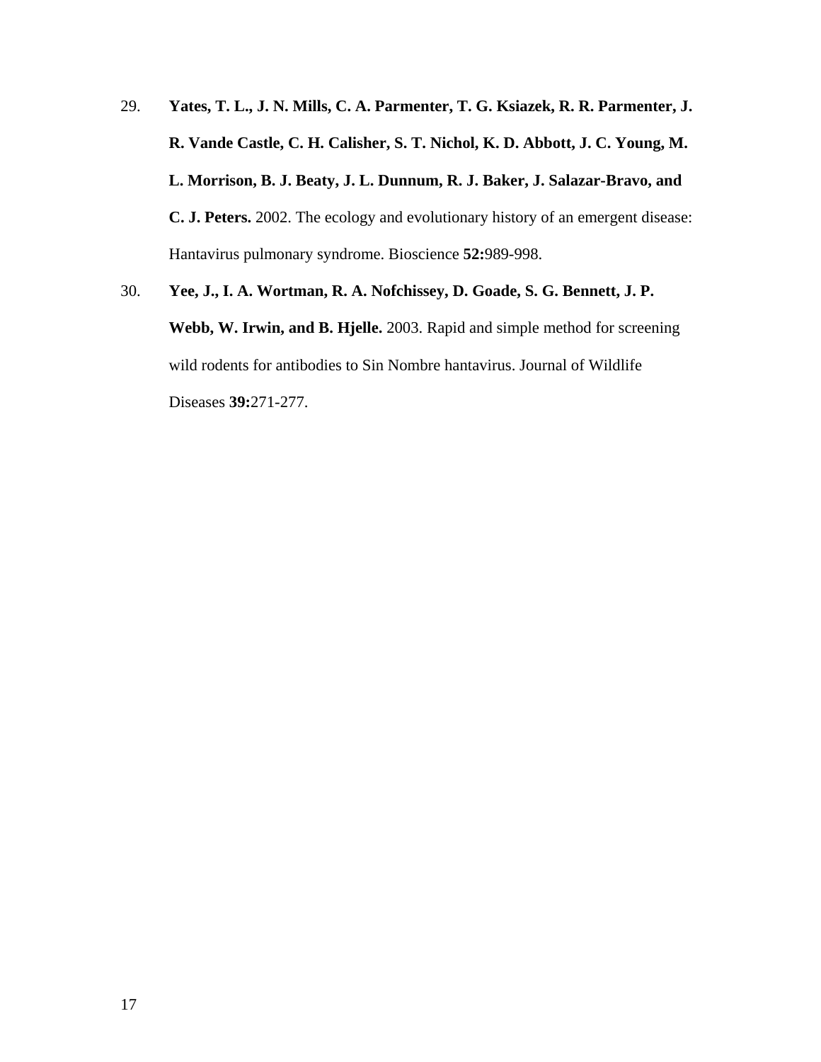29. **Yates, T. L., J. N. Mills, C. A. Parmenter, T. G. Ksiazek, R. R. Parmenter, J. R. Vande Castle, C. H. Calisher, S. T. Nichol, K. D. Abbott, J. C. Young, M. L. Morrison, B. J. Beaty, J. L. Dunnum, R. J. Baker, J. Salazar-Bravo, and C. J. Peters.** 2002. The ecology and evolutionary history of an emergent disease: Hantavirus pulmonary syndrome. Bioscience **52:**989-998.

30. **Yee, J., I. A. Wortman, R. A. Nofchissey, D. Goade, S. G. Bennett, J. P. Webb, W. Irwin, and B. Hjelle.** 2003. Rapid and simple method for screening wild rodents for antibodies to Sin Nombre hantavirus. Journal of Wildlife Diseases **39:**271-277.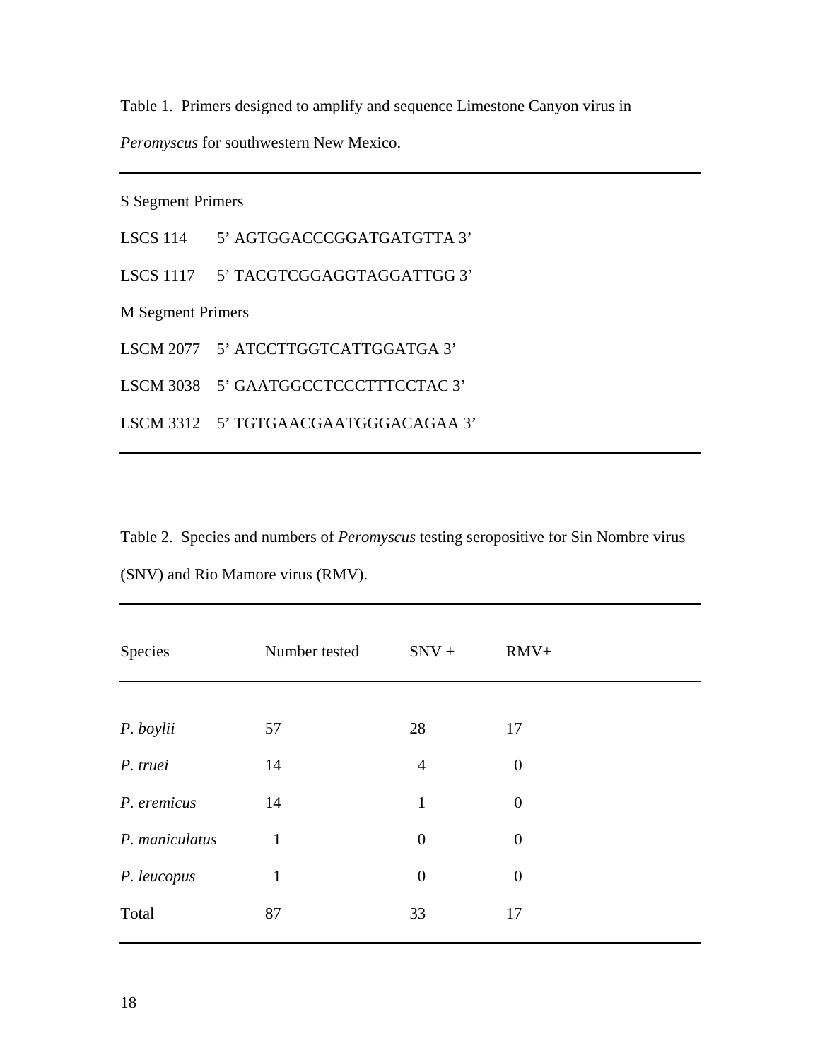Table 1. Primers designed to amplify and sequence Limestone Canyon virus in *Peromyscus* for southwestern New Mexico.

| | |
|---|---|
| S Segment Primers | |
| LSCS 114 | 5' AGTGGACCCGGATGATGTTA 3' |
| LSCS 1117 | 5' TACGTCGGAGGTAGGATTGG 3' |
| M Segment Primers | |
| LSCM 2077 | 5' ATCCTTGGTCATTGGATGA 3' |
| LSCM 3038 | 5' GAATGGCCTCCCTTTCCTAC 3' |
| LSCM 3312 | 5' TGTGAACGAATGGGACAGAA 3' |

Table 2. Species and numbers of *Peromyscus* testing seropositive for Sin Nombre virus (SNV) and Rio Mamore virus (RMV).

| Species | Number tested | SNV + | RMV+ |
|---|---|---|---|
| *P. boylii* | 57 | 28 | 17 |
| *P. truei* | 14 | 4 | 0 |
| *P. eremicus* | 14 | 1 | 0 |
| *P. maniculatus* | 1 | 0 | 0 |
| *P. leucopus* | 1 | 0 | 0 |
| Total | 87 | 33 | 17 |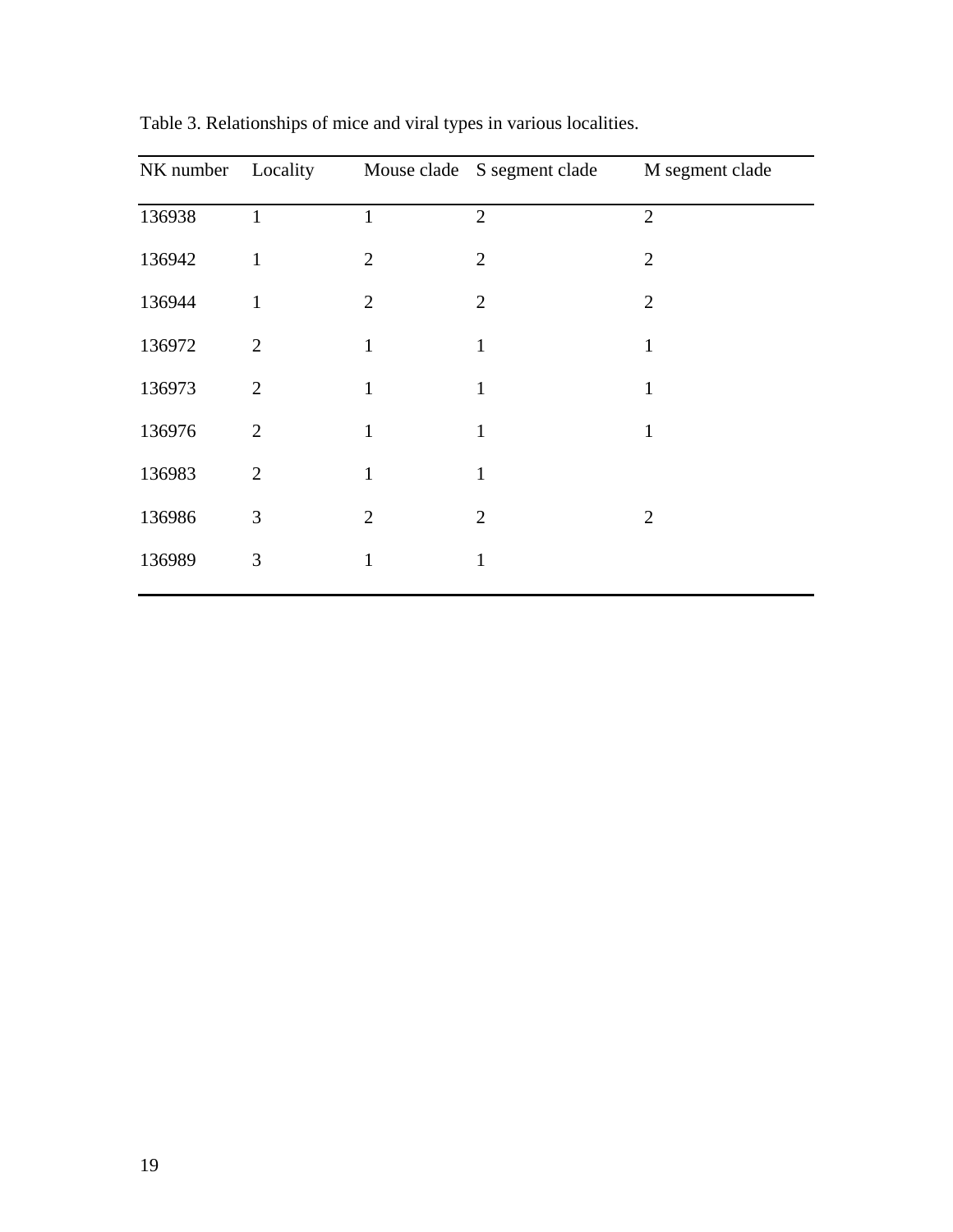Table 3. Relationships of mice and viral types in various localities.

| NK number | Locality | Mouse clade | S segment clade | M segment clade |
|---|---|---|---|---|
| 136938 | 1 | 1 | 2 | 2 |
| 136942 | 1 | 2 | 2 | 2 |
| 136944 | 1 | 2 | 2 | 2 |
| 136972 | 2 | 1 | 1 | 1 |
| 136973 | 2 | 1 | 1 | 1 |
| 136976 | 2 | 1 | 1 | 1 |
| 136983 | 2 | 1 | 1 | |
| 136986 | 3 | 2 | 2 | 2 |
| 136989 | 3 | 1 | 1 | |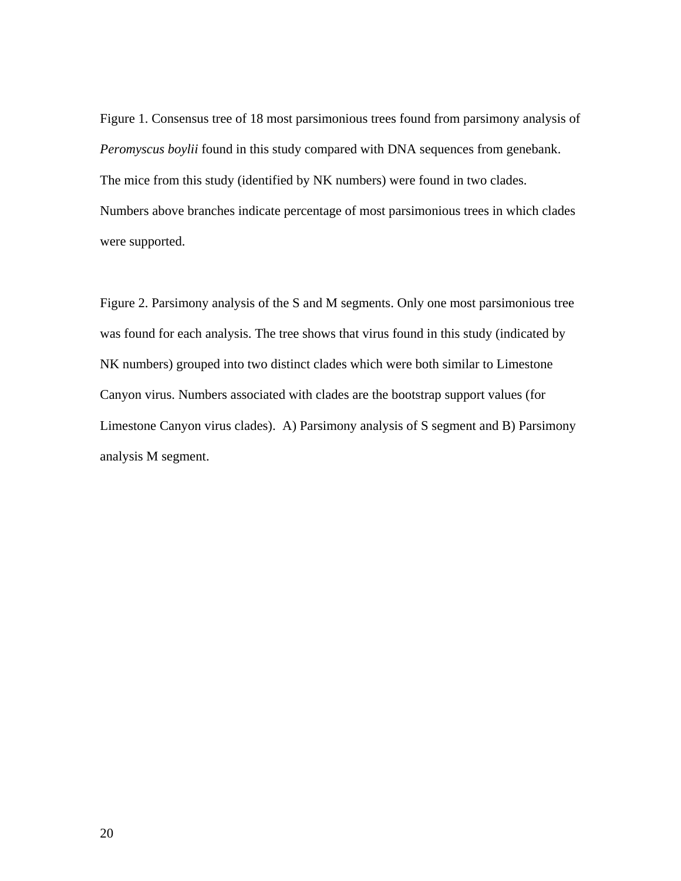Figure 1. Consensus tree of 18 most parsimonious trees found from parsimony analysis of *Peromyscus boylii* found in this study compared with DNA sequences from genebank. The mice from this study (identified by NK numbers) were found in two clades. Numbers above branches indicate percentage of most parsimonious trees in which clades were supported.

Figure 2. Parsimony analysis of the S and M segments. Only one most parsimonious tree was found for each analysis. The tree shows that virus found in this study (indicated by NK numbers) grouped into two distinct clades which were both similar to Limestone Canyon virus. Numbers associated with clades are the bootstrap support values (for Limestone Canyon virus clades). A) Parsimony analysis of S segment and B) Parsimony analysis M segment.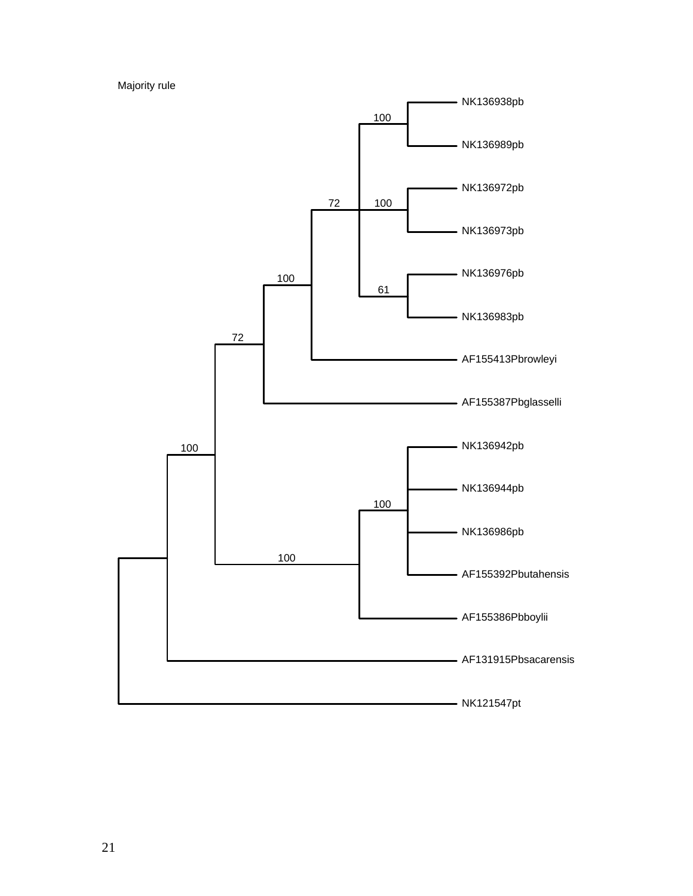Majority rule

100

NK136938pb

NK136989pb

72

100

NK136972pb

NK136973pb

100

61

NK136976pb

NK136983pb

72

AF155413Pbrowleyi

AF155387Pbglasselli

100

NK136942pb

NK136944pb

100

NK136986pb

100

AF155392Pbutahensis

AF155386Pbboylii

AF131915Pbsacarensis

NK121547pt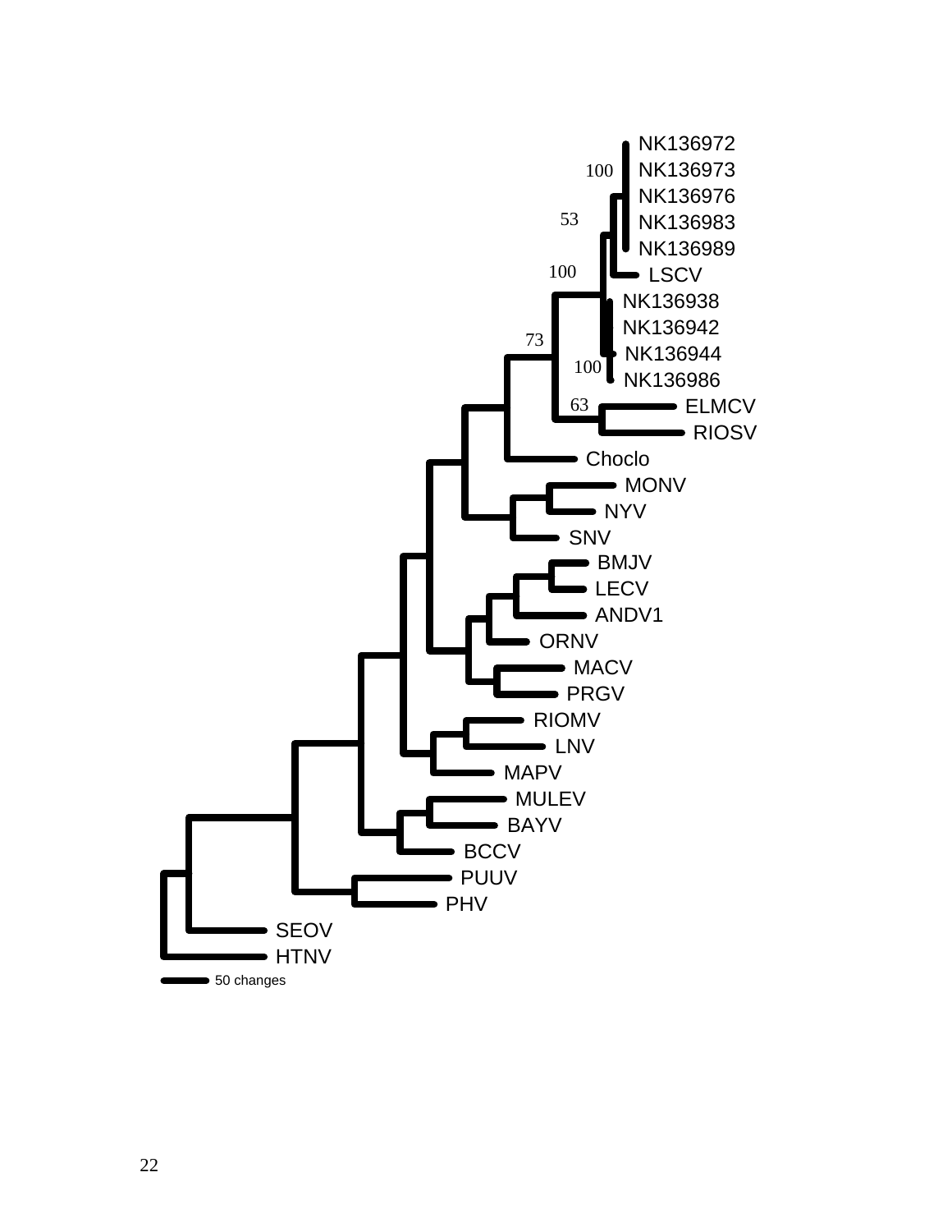NK136972
100 NK136973
NK136976
53 NK136983
NK136989
100 LSCV
NK136938
NK136942
73 NK136944
100 NK136986
63 ELMCV
RIOSV
Choclo
MONV
NYV
SNV
BMJV
LECV
ANDV1
ORNV
MACV
PRGV
RIOMV
LNV
MAPV
MULEV
BAYV
BCCV
PUUV
PHV
SEOV
HTNV

50 changes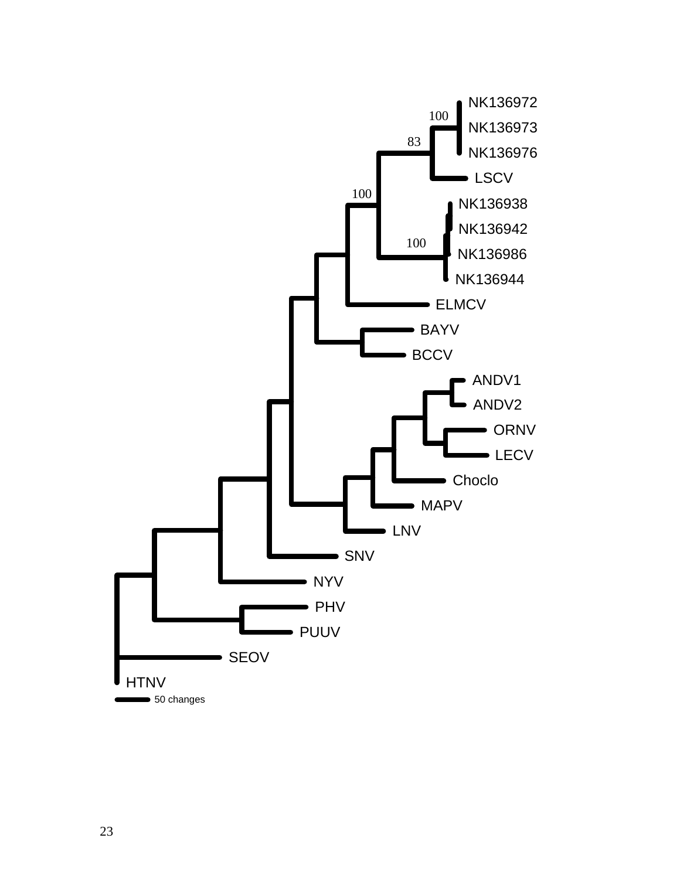NK136972
100
NK136973
83
NK136976
LSCV
100
NK136938
NK136942
100
NK136986
NK136944
ELMCV
BAYV
BCCV
ANDV1
ANDV2
ORNV
LECV
Choclo
MAPV
LNV
SNV
NYV
PHV
PUUV
SEOV
HTNV
50 changes